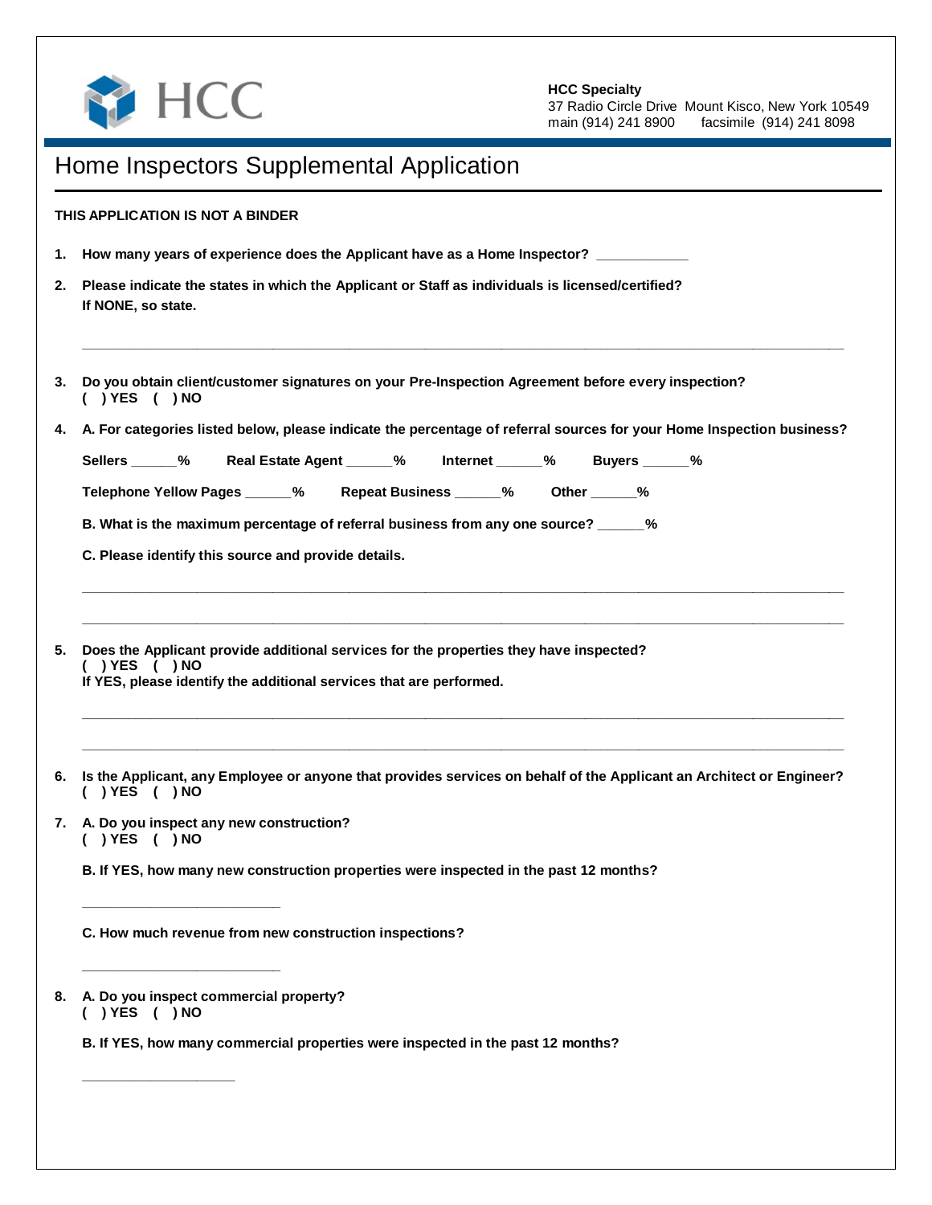HCC

**HCC Specialty**
37 Radio Circle Drive Mount Kisco, New York 10549
main (914) 241 8900 facsimile (914) 241 8098

# Home Inspectors Supplemental Application

**THIS APPLICATION IS NOT A BINDER**

1. **How many years of experience does the Applicant have as a Home Inspector? ___________**

2. **Please indicate the states in which the Applicant or Staff as individuals is licensed/certified? If NONE, so state.**

   ______________________________________________________________________________

3. **Do you obtain client/customer signatures on your Pre-Inspection Agreement before every inspection?**
   **( ) YES ( ) NO**

4. **A. For categories listed below, please indicate the percentage of referral sources for your Home Inspection business?**

   **Sellers ______%   Real Estate Agent ______%   Internet ______%   Buyers ______%**

   **Telephone Yellow Pages ______%   Repeat Business ______%   Other ______%**

   **B. What is the maximum percentage of referral business from any one source? ______%**

   **C. Please identify this source and provide details.**

   ______________________________________________________________________________

   ______________________________________________________________________________

5. **Does the Applicant provide additional services for the properties they have inspected?**
   **( ) YES ( ) NO**
   **If YES, please identify the additional services that are performed.**

   ______________________________________________________________________________

   ______________________________________________________________________________

6. **Is the Applicant, any Employee or anyone that provides services on behalf of the Applicant an Architect or Engineer?**
   **( ) YES ( ) NO**

7. **A. Do you inspect any new construction?**
   **( ) YES ( ) NO**

   **B. If YES, how many new construction properties were inspected in the past 12 months?**

   ________________________

   **C. How much revenue from new construction inspections?**

   ________________________

8. **A. Do you inspect commercial property?**
   **( ) YES ( ) NO**

   **B. If YES, how many commercial properties were inspected in the past 12 months?**

   ___________________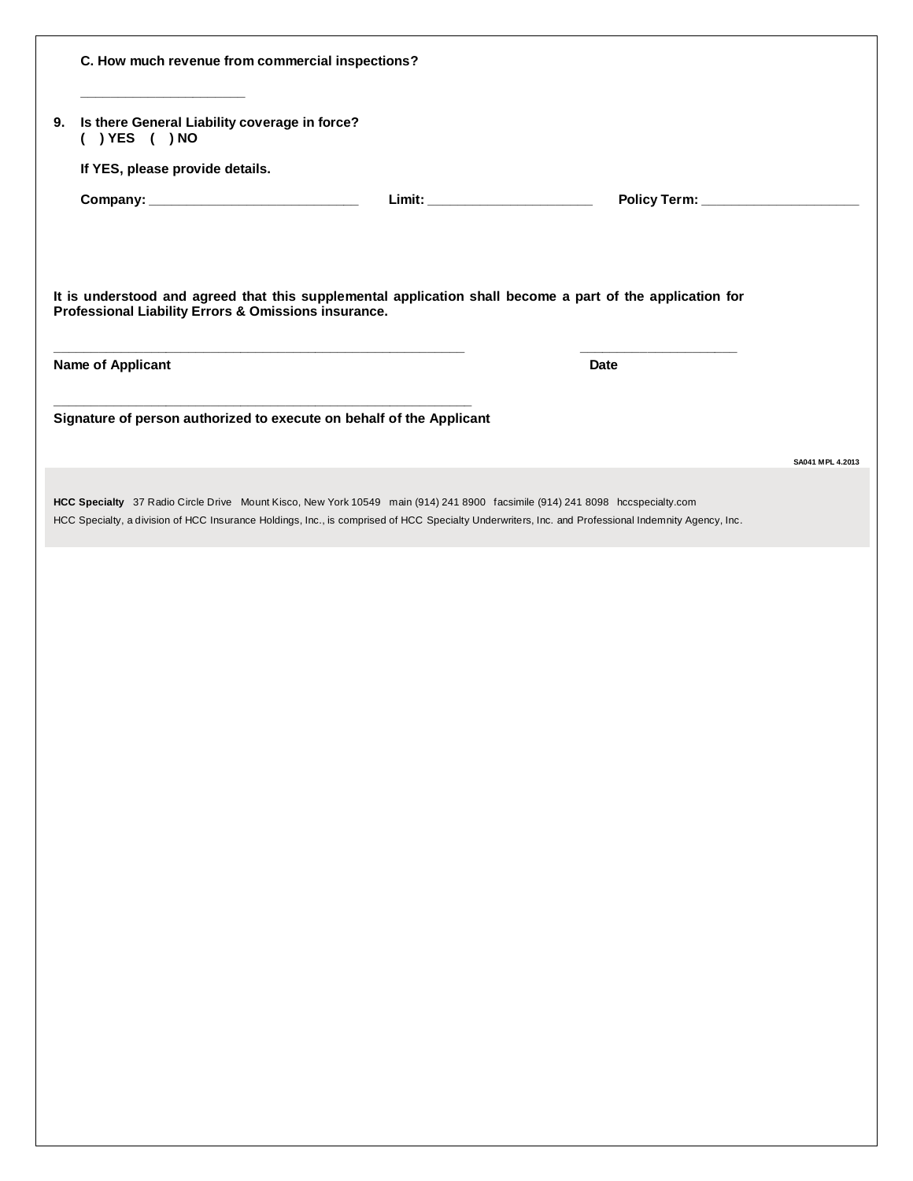**C. How much revenue from commercial inspections?**

______________________

**9. Is there General Liability coverage in force?**
**( ) YES ( ) NO**

**If YES, please provide details.**

**Company:** ____________________________ **Limit:** ______________________ **Policy Term:** _____________________

**It is understood and agreed that this supplemental application shall become a part of the application for Professional Liability Errors & Omissions insurance.**

__________________________________________________________ ______________________

**Name of Applicant** **Date**

__________________________________________________________

**Signature of person authorized to execute on behalf of the Applicant**

SA041 MPL 4.2013

**HCC Specialty** 37 Radio Circle Drive Mount Kisco, New York 10549 main (914) 241 8900 facsimile (914) 241 8098 hccspecialty.com

HCC Specialty, a division of HCC Insurance Holdings, Inc., is comprised of HCC Specialty Underwriters, Inc. and Professional Indemnity Agency, Inc.